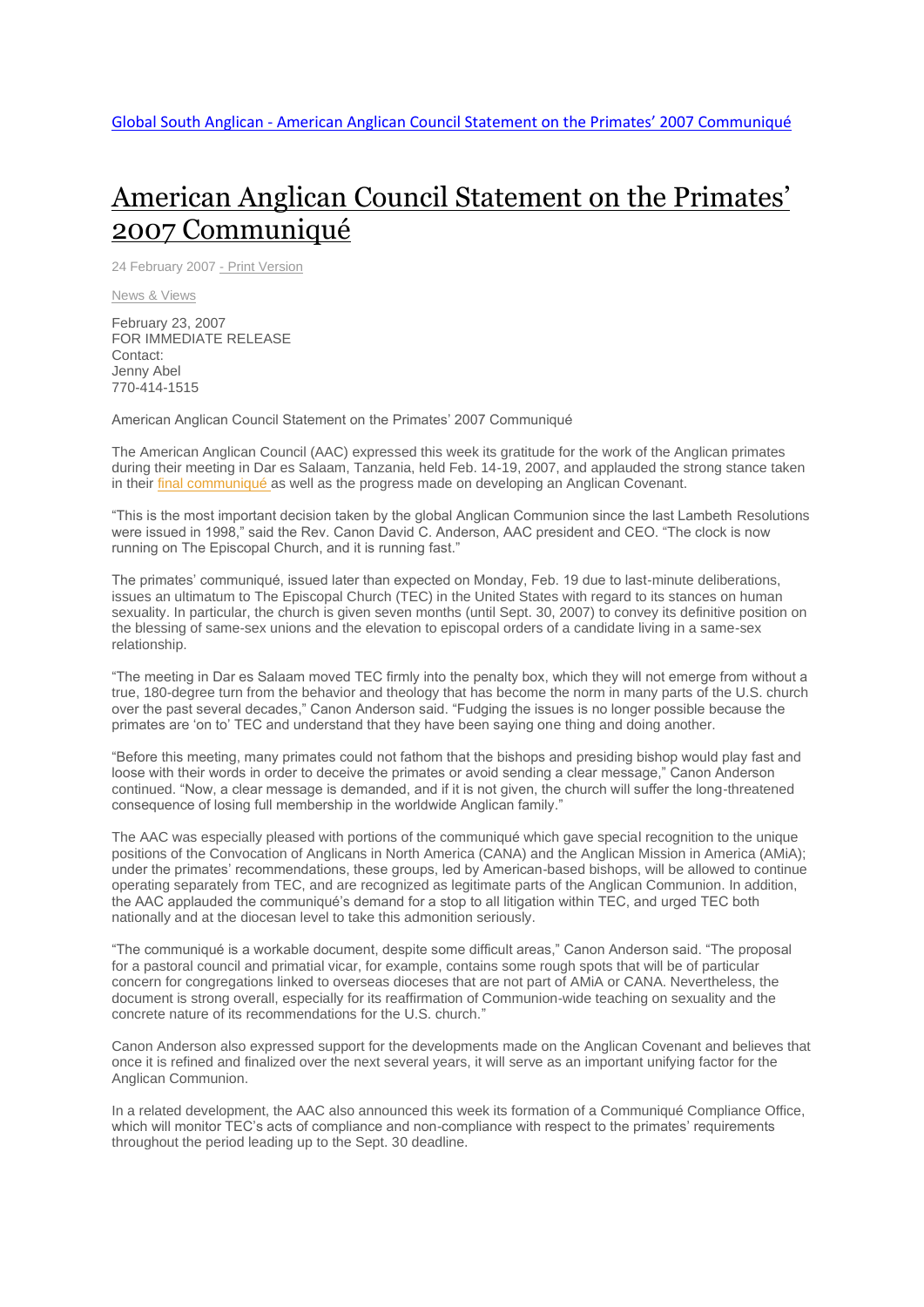Global South Anglican - American Anglican Council Statement on the Primates' 2007 Communiqué

# American Anglican Council Statement on the Primates' 2007 Communiqué

24 February 2007 - Print Version

News & Views

February 23, 2007
FOR IMMEDIATE RELEASE
Contact:
Jenny Abel
770-414-1515

American Anglican Council Statement on the Primates' 2007 Communiqué

The American Anglican Council (AAC) expressed this week its gratitude for the work of the Anglican primates during their meeting in Dar es Salaam, Tanzania, held Feb. 14-19, 2007, and applauded the strong stance taken in their final communiqué as well as the progress made on developing an Anglican Covenant.

"This is the most important decision taken by the global Anglican Communion since the last Lambeth Resolutions were issued in 1998," said the Rev. Canon David C. Anderson, AAC president and CEO. "The clock is now running on The Episcopal Church, and it is running fast."

The primates' communiqué, issued later than expected on Monday, Feb. 19 due to last-minute deliberations, issues an ultimatum to The Episcopal Church (TEC) in the United States with regard to its stances on human sexuality. In particular, the church is given seven months (until Sept. 30, 2007) to convey its definitive position on the blessing of same-sex unions and the elevation to episcopal orders of a candidate living in a same-sex relationship.

"The meeting in Dar es Salaam moved TEC firmly into the penalty box, which they will not emerge from without a true, 180-degree turn from the behavior and theology that has become the norm in many parts of the U.S. church over the past several decades," Canon Anderson said. "Fudging the issues is no longer possible because the primates are 'on to' TEC and understand that they have been saying one thing and doing another.

"Before this meeting, many primates could not fathom that the bishops and presiding bishop would play fast and loose with their words in order to deceive the primates or avoid sending a clear message," Canon Anderson continued. "Now, a clear message is demanded, and if it is not given, the church will suffer the long-threatened consequence of losing full membership in the worldwide Anglican family."

The AAC was especially pleased with portions of the communiqué which gave special recognition to the unique positions of the Convocation of Anglicans in North America (CANA) and the Anglican Mission in America (AMiA); under the primates' recommendations, these groups, led by American-based bishops, will be allowed to continue operating separately from TEC, and are recognized as legitimate parts of the Anglican Communion. In addition, the AAC applauded the communiqué's demand for a stop to all litigation within TEC, and urged TEC both nationally and at the diocesan level to take this admonition seriously.

"The communiqué is a workable document, despite some difficult areas," Canon Anderson said. "The proposal for a pastoral council and primatial vicar, for example, contains some rough spots that will be of particular concern for congregations linked to overseas dioceses that are not part of AMiA or CANA. Nevertheless, the document is strong overall, especially for its reaffirmation of Communion-wide teaching on sexuality and the concrete nature of its recommendations for the U.S. church."

Canon Anderson also expressed support for the developments made on the Anglican Covenant and believes that once it is refined and finalized over the next several years, it will serve as an important unifying factor for the Anglican Communion.

In a related development, the AAC also announced this week its formation of a Communiqué Compliance Office, which will monitor TEC's acts of compliance and non-compliance with respect to the primates' requirements throughout the period leading up to the Sept. 30 deadline.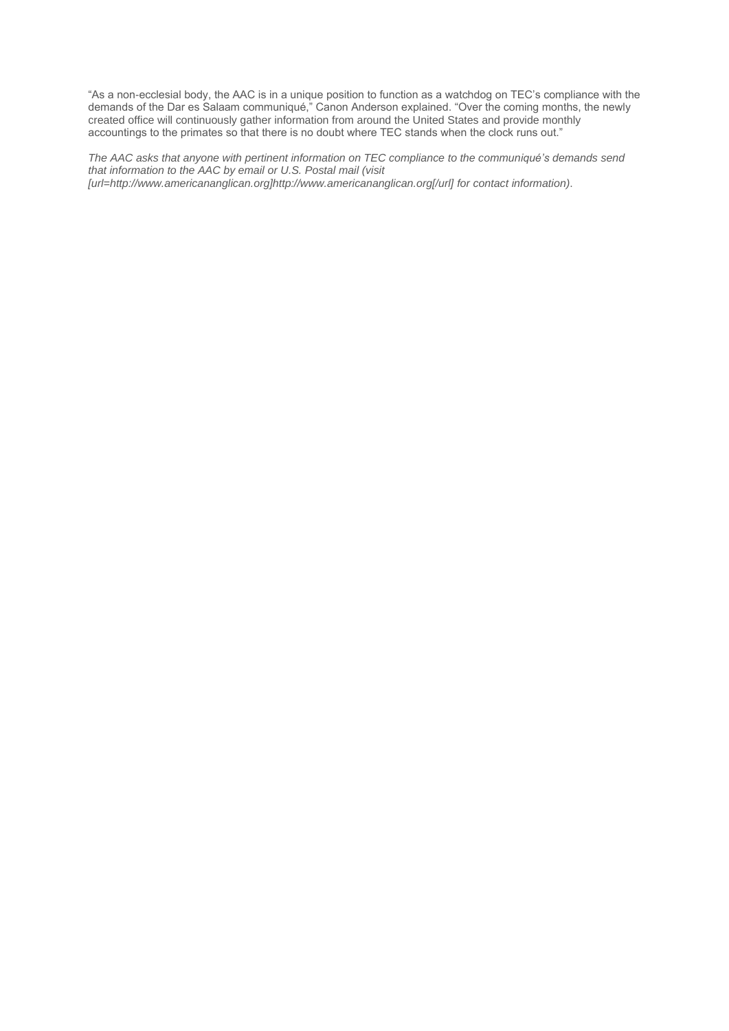"As a non-ecclesial body, the AAC is in a unique position to function as a watchdog on TEC's compliance with the demands of the Dar es Salaam communiqué," Canon Anderson explained. "Over the coming months, the newly created office will continuously gather information from around the United States and provide monthly accountings to the primates so that there is no doubt where TEC stands when the clock runs out."

*The AAC asks that anyone with pertinent information on TEC compliance to the communiqué's demands send that information to the AAC by email or U.S. Postal mail (visit [url=http://www.americananglican.org]http://www.americananglican.org[/url] for contact information).*